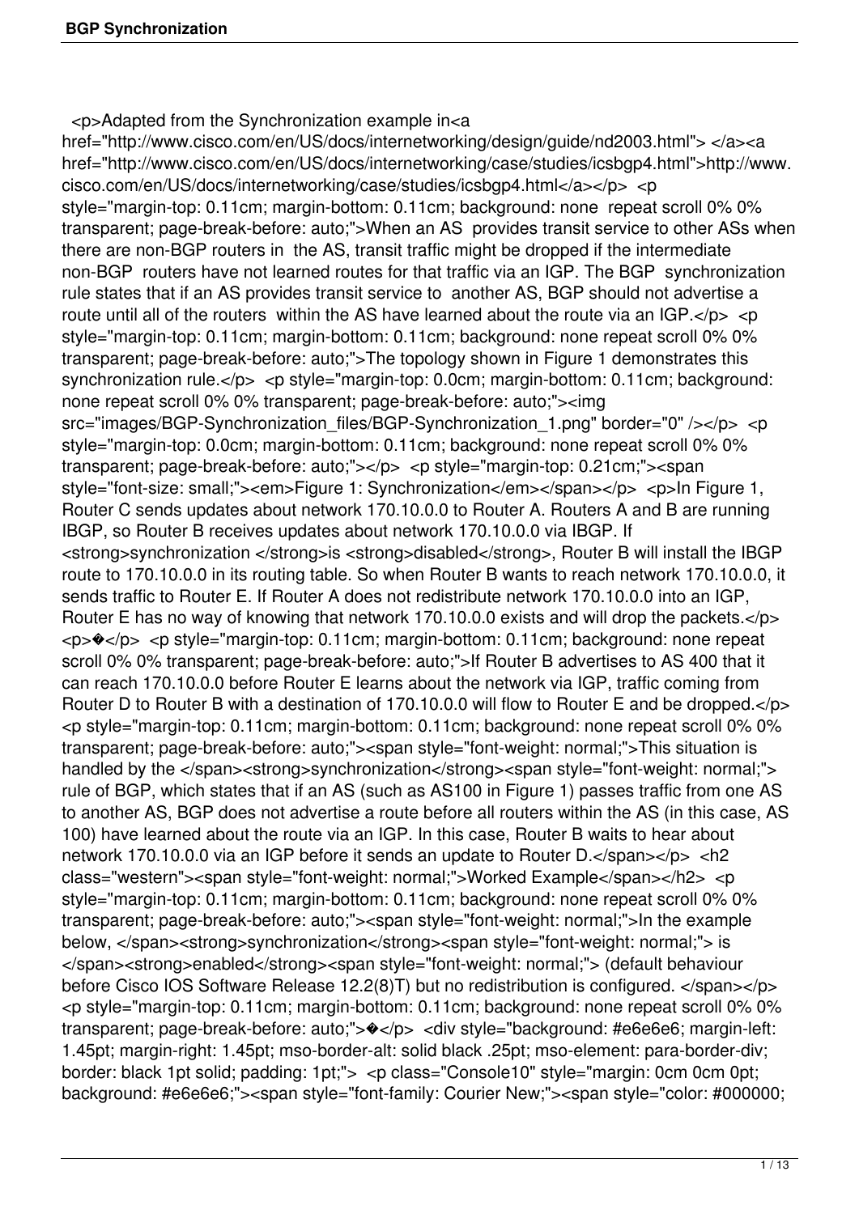<p>Adapted from the Synchronization example in<a href="http://www.cisco.com/en/US/docs/internetworking/design/guide/nd2003.html"> </a><a href="http://www.cisco.com/en/US/docs/internetworking/case/studies/icsbgp4.html">http://www.cisco.com/en/US/docs/internetworking/case/studies/icsbgp4.html</a></p> <p style="margin-top: 0.11cm; margin-bottom: 0.11cm; background: none repeat scroll 0% 0% transparent; page-break-before: auto;">When an AS provides transit service to other ASs when there are non-BGP routers in the AS, transit traffic might be dropped if the intermediate non-BGP routers have not learned routes for that traffic via an IGP. The BGP synchronization rule states that if an AS provides transit service to another AS, BGP should not advertise a route until all of the routers within the AS have learned about the route via an IGP.</p> <p style="margin-top: 0.11cm; margin-bottom: 0.11cm; background: none repeat scroll 0% 0% transparent; page-break-before: auto;">The topology shown in Figure 1 demonstrates this synchronization rule.</p> <p style="margin-top: 0.0cm; margin-bottom: 0.11cm; background: none repeat scroll 0% 0% transparent; page-break-before: auto;"><img src="images/BGP-Synchronization_files/BGP-Synchronization_1.png" border="0" /></p> <p style="margin-top: 0.0cm; margin-bottom: 0.11cm; background: none repeat scroll 0% 0% transparent; page-break-before: auto;"></p> <p style="margin-top: 0.21cm;"><span style="font-size: small;"><em>Figure 1: Synchronization</em></span></p> <p>In Figure 1, Router C sends updates about network 170.10.0.0 to Router A. Routers A and B are running IBGP, so Router B receives updates about network 170.10.0.0 via IBGP. If <strong>synchronization </strong>is <strong>disabled</strong>, Router B will install the IBGP route to 170.10.0.0 in its routing table. So when Router B wants to reach network 170.10.0.0, it sends traffic to Router E. If Router A does not redistribute network 170.10.0.0 into an IGP, Router E has no way of knowing that network 170.10.0.0 exists and will drop the packets.</p> <p>�</p> <p style="margin-top: 0.11cm; margin-bottom: 0.11cm; background: none repeat scroll 0% 0% transparent; page-break-before: auto;">If Router B advertises to AS 400 that it can reach 170.10.0.0 before Router E learns about the network via IGP, traffic coming from Router D to Router B with a destination of 170.10.0.0 will flow to Router E and be dropped.</p> <p style="margin-top: 0.11cm; margin-bottom: 0.11cm; background: none repeat scroll 0% 0% transparent; page-break-before: auto;"><span style="font-weight: normal;">This situation is handled by the </span><strong>synchronization</strong><span style="font-weight: normal;"> rule of BGP, which states that if an AS (such as AS100 in Figure 1) passes traffic from one AS to another AS, BGP does not advertise a route before all routers within the AS (in this case, AS 100) have learned about the route via an IGP. In this case, Router B waits to hear about network 170.10.0.0 via an IGP before it sends an update to Router D.</span></p> <h2 class="western"><span style="font-weight: normal;">Worked Example</span></h2> <p style="margin-top: 0.11cm; margin-bottom: 0.11cm; background: none repeat scroll 0% 0% transparent; page-break-before: auto;"><span style="font-weight: normal;">In the example below, </span><strong>synchronization</strong><span style="font-weight: normal;"> is </span><strong>enabled</strong><span style="font-weight: normal;"> (default behaviour before Cisco IOS Software Release 12.2(8)T) but no redistribution is configured. </span></p> <p style="margin-top: 0.11cm; margin-bottom: 0.11cm; background: none repeat scroll 0% 0% transparent; page-break-before: auto;">�</p> <div style="background: #e6e6e6; margin-left: 1.45pt; margin-right: 1.45pt; mso-border-alt: solid black .25pt; mso-element: para-border-div; border: black 1pt solid; padding: 1pt;"> <p class="Console10" style="margin: 0cm 0cm 0pt; background: #e6e6e6;"><span style="font-family: Courier New;"><span style="color: #000000;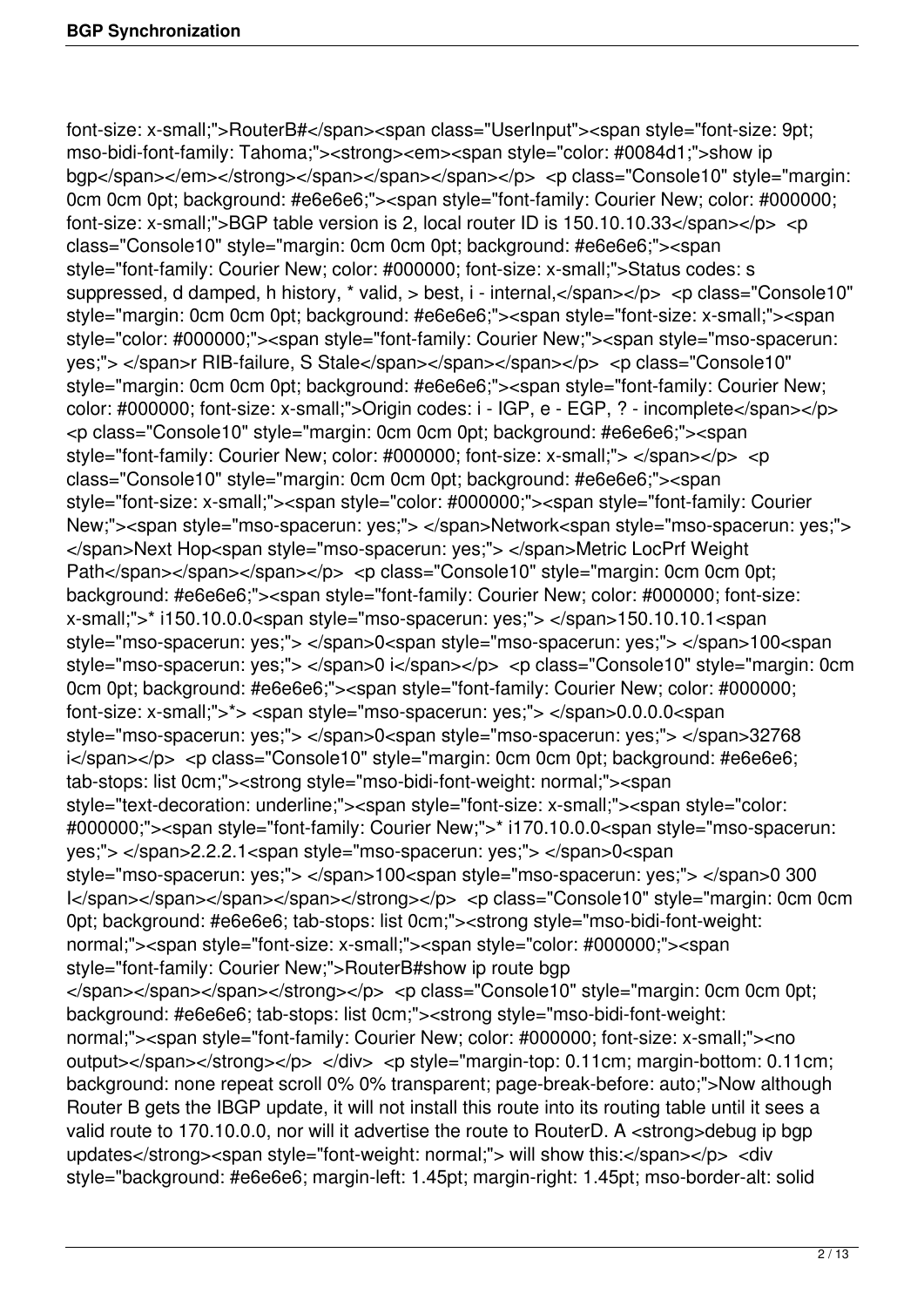font-size: x-small;">RouterB#</span><span class="UserInput"><span style="font-size: 9pt; mso-bidi-font-family: Tahoma;"><strong><em><span style="color: #0084d1;">show ip bgp</span></em></strong></span></span></span></p> <p class="Console10" style="margin: 0cm 0cm 0pt; background: #e6e6e6;"><span style="font-family: Courier New; color: #000000; font-size: x-small;">BGP table version is 2, local router ID is 150.10.10.33</span></p> <p class="Console10" style="margin: 0cm 0cm 0pt; background: #e6e6e6;"><span style="font-family: Courier New; color: #000000; font-size: x-small;">Status codes: s suppressed, d damped, h history, * valid, > best, i - internal,</span></p> <p class="Console10" style="margin: 0cm 0cm 0pt; background: #e6e6e6;"><span style="font-size: x-small;"><span style="color: #000000;"><span style="font-family: Courier New;"><span style="mso-spacerun: yes;"> </span>r RIB-failure, S Stale</span></span></span></p> <p class="Console10" style="margin: 0cm 0cm 0pt; background: #e6e6e6;"><span style="font-family: Courier New; color: #000000; font-size: x-small;">Origin codes: i - IGP, e - EGP, ? - incomplete</span></p> <p class="Console10" style="margin: 0cm 0cm 0pt; background: #e6e6e6;"><span style="font-family: Courier New; color: #000000; font-size: x-small;"> </span></p> <p class="Console10" style="margin: 0cm 0cm 0pt; background: #e6e6e6;"><span style="font-size: x-small;"><span style="color: #000000;"><span style="font-family: Courier New;"><span style="mso-spacerun: yes;"> </span>Network<span style="mso-spacerun: yes;"> </span>Next Hop<span style="mso-spacerun: yes;"> </span>Metric LocPrf Weight Path</span></span></span></p> <p class="Console10" style="margin: 0cm 0cm 0pt; background: #e6e6e6;"><span style="font-family: Courier New; color: #000000; font-size: x-small;">* i150.10.0.0<span style="mso-spacerun: yes;"> </span>150.10.10.1<span style="mso-spacerun: yes;"> </span>0<span style="mso-spacerun: yes;"> </span>100<span style="mso-spacerun: yes;"> </span>0 i</span></p> <p class="Console10" style="margin: 0cm 0cm 0pt; background: #e6e6e6;"><span style="font-family: Courier New; color: #000000; font-size: x-small;">*> <span style="mso-spacerun: yes;"> </span>0.0.0.0<span style="mso-spacerun: yes;"> </span>0<span style="mso-spacerun: yes;"> </span>32768 i</span></p> <p class="Console10" style="margin: 0cm 0cm 0pt; background: #e6e6e6; tab-stops: list 0cm;"><strong style="mso-bidi-font-weight: normal;"><span style="text-decoration: underline;"><span style="font-size: x-small;"><span style="color: #000000;"><span style="font-family: Courier New;">* i170.10.0.0<span style="mso-spacerun: yes;"> </span>2.2.2.1<span style="mso-spacerun: yes;"> </span>0<span style="mso-spacerun: yes;"> </span>100<span style="mso-spacerun: yes;"> </span>0 300 I</span></span></span></span></strong></p> <p class="Console10" style="margin: 0cm 0cm 0pt; background: #e6e6e6; tab-stops: list 0cm;"><strong style="mso-bidi-font-weight: normal;"><span style="font-size: x-small;"><span style="color: #000000;"><span style="font-family: Courier New;">RouterB#show ip route bgp </span></span></span></strong></p> <p class="Console10" style="margin: 0cm 0cm 0pt; background: #e6e6e6; tab-stops: list 0cm;"><strong style="mso-bidi-font-weight: normal;"><span style="font-family: Courier New; color: #000000; font-size: x-small;"><no output></span></strong></p> </div> <p style="margin-top: 0.11cm; margin-bottom: 0.11cm; background: none repeat scroll 0% 0% transparent; page-break-before: auto;">Now although Router B gets the IBGP update, it will not install this route into its routing table until it sees a valid route to 170.10.0.0, nor will it advertise the route to RouterD. A <strong>debug ip bgp updates</strong><span style="font-weight: normal;"> will show this:</span></p> <div style="background: #e6e6e6; margin-left: 1.45pt; margin-right: 1.45pt; mso-border-alt: solid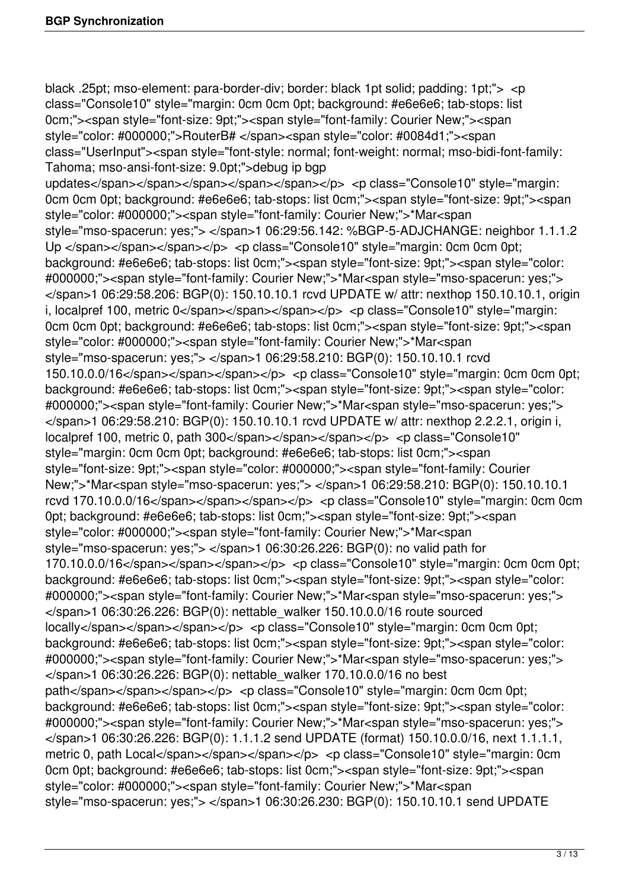black .25pt; mso-element: para-border-div; border: black 1pt solid; padding: 1pt;"> <p class="Console10" style="margin: 0cm 0cm 0pt; background: #e6e6e6; tab-stops: list 0cm;"><span style="font-size: 9pt;"><span style="font-family: Courier New;"><span style="color: #000000;">RouterB# </span><span style="color: #0084d1;"><span class="UserInput"><span style="font-style: normal; font-weight: normal; mso-bidi-font-family: Tahoma; mso-ansi-font-size: 9.0pt;">debug ip bgp updates</span></span></span></span></span></p> <p class="Console10" style="margin: 0cm 0cm 0pt; background: #e6e6e6; tab-stops: list 0cm;"><span style="font-size: 9pt;"><span style="color: #000000;"><span style="font-family: Courier New;">*Mar<span style="mso-spacerun: yes;"> </span>1 06:29:56.142: %BGP-5-ADJCHANGE: neighbor 1.1.1.2 Up </span></span></span></p> <p class="Console10" style="margin: 0cm 0cm 0pt; background: #e6e6e6; tab-stops: list 0cm;"><span style="font-size: 9pt;"><span style="color: #000000;"><span style="font-family: Courier New;">*Mar<span style="mso-spacerun: yes;"> </span>1 06:29:58.206: BGP(0): 150.10.10.1 rcvd UPDATE w/ attr: nexthop 150.10.10.1, origin i, localpref 100, metric 0</span></span></span></p> <p class="Console10" style="margin: 0cm 0cm 0pt; background: #e6e6e6; tab-stops: list 0cm;"><span style="font-size: 9pt;"><span style="color: #000000;"><span style="font-family: Courier New;">*Mar<span style="mso-spacerun: yes;"> </span>1 06:29:58.210: BGP(0): 150.10.10.1 rcvd 150.10.0.0/16</span></span></span></p> <p class="Console10" style="margin: 0cm 0cm 0pt; background: #e6e6e6; tab-stops: list 0cm;"><span style="font-size: 9pt;"><span style="color: #000000;"><span style="font-family: Courier New;">*Mar<span style="mso-spacerun: yes;"> </span>1 06:29:58.210: BGP(0): 150.10.10.1 rcvd UPDATE w/ attr: nexthop 2.2.2.1, origin i, localpref 100, metric 0, path 300</span></span></span></p> <p class="Console10" style="margin: 0cm 0cm 0pt; background: #e6e6e6; tab-stops: list 0cm;"><span style="font-size: 9pt;"><span style="color: #000000;"><span style="font-family: Courier New;">*Mar<span style="mso-spacerun: yes;"> </span>1 06:29:58.210: BGP(0): 150.10.10.1 rcvd 170.10.0.0/16</span></span></span></p> <p class="Console10" style="margin: 0cm 0cm 0pt; background: #e6e6e6; tab-stops: list 0cm;"><span style="font-size: 9pt;"><span style="color: #000000;"><span style="font-family: Courier New;">*Mar<span style="mso-spacerun: yes;"> </span>1 06:30:26.226: BGP(0): no valid path for 170.10.0.0/16</span></span></span></p> <p class="Console10" style="margin: 0cm 0cm 0pt; background: #e6e6e6; tab-stops: list 0cm;"><span style="font-size: 9pt;"><span style="color: #000000;"><span style="font-family: Courier New;">*Mar<span style="mso-spacerun: yes;"> </span>1 06:30:26.226: BGP(0): nettable_walker 150.10.0.0/16 route sourced locally</span></span></span></p> <p class="Console10" style="margin: 0cm 0cm 0pt; background: #e6e6e6; tab-stops: list 0cm;"><span style="font-size: 9pt;"><span style="color: #000000;"><span style="font-family: Courier New;">*Mar<span style="mso-spacerun: yes;"> </span>1 06:30:26.226: BGP(0): nettable_walker 170.10.0.0/16 no best path</span></span></span></p> <p class="Console10" style="margin: 0cm 0cm 0pt; background: #e6e6e6; tab-stops: list 0cm;"><span style="font-size: 9pt;"><span style="color: #000000;"><span style="font-family: Courier New;">*Mar<span style="mso-spacerun: yes;"> </span>1 06:30:26.226: BGP(0): 1.1.1.2 send UPDATE (format) 150.10.0.0/16, next 1.1.1.1, metric 0, path Local</span></span></span></p> <p class="Console10" style="margin: 0cm 0cm 0pt; background: #e6e6e6; tab-stops: list 0cm;"><span style="font-size: 9pt;"><span style="color: #000000;"><span style="font-family: Courier New;">*Mar<span style="mso-spacerun: yes;"> </span>1 06:30:26.230: BGP(0): 150.10.10.1 send UPDATE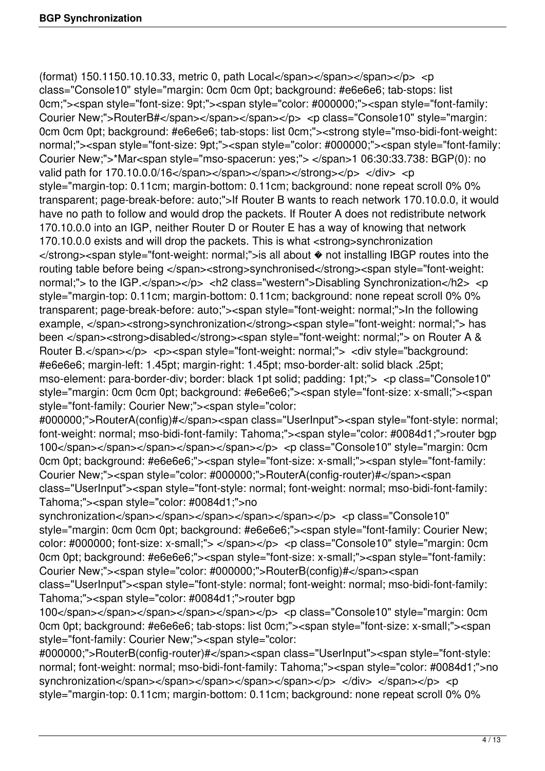(format) 150.1150.10.10.33, metric 0, path Local</span></span></span></p> <p class="Console10" style="margin: 0cm 0cm 0pt; background: #e6e6e6; tab-stops: list 0cm;"><span style="font-size: 9pt;"><span style="color: #000000;"><span style="font-family: Courier New;">RouterB#</span></span></span></p> <p class="Console10" style="margin: 0cm 0cm 0pt; background: #e6e6e6; tab-stops: list 0cm;"><strong style="mso-bidi-font-weight: normal;"><span style="font-size: 9pt;"><span style="color: #000000;"><span style="font-family: Courier New;">*Mar<span style="mso-spacerun: yes;"> </span>1 06:30:33.738: BGP(0): no valid path for 170.10.0.0/16</span></span></span></strong></p> </div> <p style="margin-top: 0.11cm; margin-bottom: 0.11cm; background: none repeat scroll 0% 0% transparent; page-break-before: auto;">If Router B wants to reach network 170.10.0.0, it would have no path to follow and would drop the packets. If Router A does not redistribute network 170.10.0.0 into an IGP, neither Router D or Router E has a way of knowing that network 170.10.0.0 exists and will drop the packets. This is what <strong>synchronization </strong><span style="font-weight: normal;">is all about � not installing IBGP routes into the routing table before being </span><strong>synchronised</strong><span style="font-weight: normal;"> to the IGP.</span></p> <h2 class="western">Disabling Synchronization</h2> <p style="margin-top: 0.11cm; margin-bottom: 0.11cm; background: none repeat scroll 0% 0% transparent; page-break-before: auto;"><span style="font-weight: normal;">In the following example, </span><strong>synchronization</strong><span style="font-weight: normal;"> has been </span><strong>disabled</strong><span style="font-weight: normal;"> on Router A & Router B.</span></p> <p><span style="font-weight: normal;"> <div style="background: #e6e6e6; margin-left: 1.45pt; margin-right: 1.45pt; mso-border-alt: solid black .25pt; mso-element: para-border-div; border: black 1pt solid; padding: 1pt;"> <p class="Console10" style="margin: 0cm 0cm 0pt; background: #e6e6e6;"><span style="font-size: x-small;"><span style="font-family: Courier New;"><span style="color: #000000;">RouterA(config)#</span><span class="UserInput"><span style="font-style: normal; font-weight: normal; mso-bidi-font-family: Tahoma;"><span style="color: #0084d1;">router bgp 100</span></span></span></span></span></p> <p class="Console10" style="margin: 0cm 0cm 0pt; background: #e6e6e6;"><span style="font-size: x-small;"><span style="font-family: Courier New;"><span style="color: #000000;">RouterA(config-router)#</span><span class="UserInput"><span style="font-style: normal; font-weight: normal; mso-bidi-font-family: Tahoma;"><span style="color: #0084d1;">no synchronization</span></span></span></span></span></p> <p class="Console10" style="margin: 0cm 0cm 0pt; background: #e6e6e6;"><span style="font-family: Courier New; color: #000000; font-size: x-small;"> </span></p> <p class="Console10" style="margin: 0cm 0cm 0pt; background: #e6e6e6;"><span style="font-size: x-small;"><span style="font-family: Courier New;"><span style="color: #000000;">RouterB(config)#</span><span class="UserInput"><span style="font-style: normal; font-weight: normal; mso-bidi-font-family: Tahoma;"><span style="color: #0084d1;">router bgp 100</span></span></span></span></span></p> <p class="Console10" style="margin: 0cm 0cm 0pt; background: #e6e6e6; tab-stops: list 0cm;"><span style="font-size: x-small;"><span style="font-family: Courier New;"><span style="color: #000000;">RouterB(config-router)#</span><span class="UserInput"><span style="font-style: normal; font-weight: normal; mso-bidi-font-family: Tahoma;"><span style="color: #0084d1;">no synchronization</span></span></span></span></span></p> </div> </span></p> <p style="margin-top: 0.11cm; margin-bottom: 0.11cm; background: none repeat scroll 0% 0%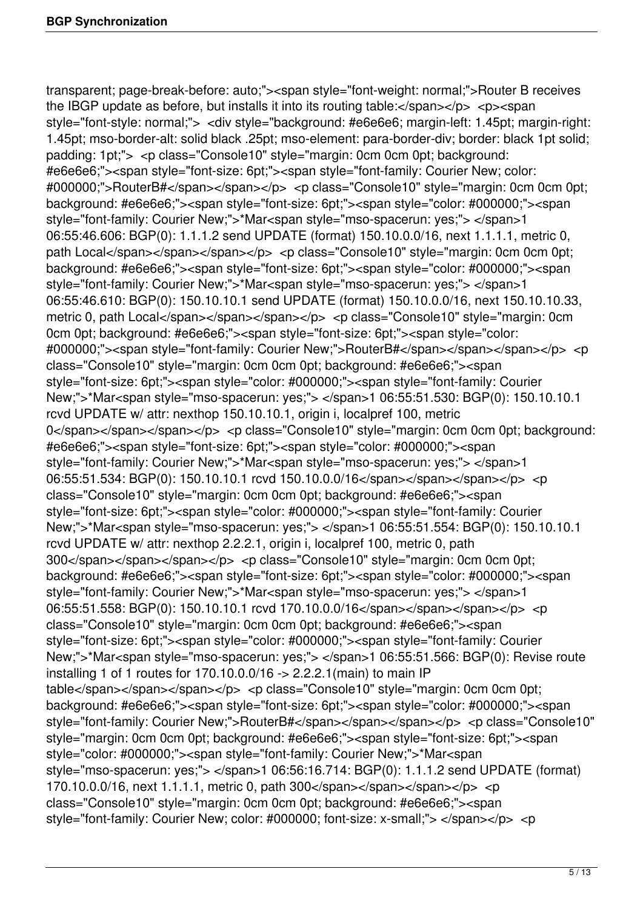transparent; page-break-before: auto;"><span style="font-weight: normal;">Router B receives the IBGP update as before, but installs it into its routing table:</span></p> <p><span style="font-style: normal;"> <div style="background: #e6e6e6; margin-left: 1.45pt; margin-right: 1.45pt; mso-border-alt: solid black .25pt; mso-element: para-border-div; border: black 1pt solid; padding: 1pt;"> <p class="Console10" style="margin: 0cm 0cm 0pt; background: #e6e6e6;"><span style="font-size: 6pt;"><span style="font-family: Courier New; color: #000000;">RouterB#</span></span></p> <p class="Console10" style="margin: 0cm 0cm 0pt; background: #e6e6e6;"><span style="font-size: 6pt;"><span style="color: #000000;"><span style="font-family: Courier New;">*Mar<span style="mso-spacerun: yes;"> </span>1 06:55:46.606: BGP(0): 1.1.1.2 send UPDATE (format) 150.10.0.0/16, next 1.1.1.1, metric 0, path Local</span></span></span></p> <p class="Console10" style="margin: 0cm 0cm 0pt; background: #e6e6e6;"><span style="font-size: 6pt;"><span style="color: #000000;"><span style="font-family: Courier New;">*Mar<span style="mso-spacerun: yes;"> </span>1 06:55:46.610: BGP(0): 150.10.10.1 send UPDATE (format) 150.10.0.0/16, next 150.10.10.33, metric 0, path Local</span></span></span></p> <p class="Console10" style="margin: 0cm 0cm 0pt; background: #e6e6e6;"><span style="font-size: 6pt;"><span style="color: #000000;"><span style="font-family: Courier New;">RouterB#</span></span></span></p> <p class="Console10" style="margin: 0cm 0cm 0pt; background: #e6e6e6;"><span style="font-size: 6pt;"><span style="color: #000000;"><span style="font-family: Courier New;">*Mar<span style="mso-spacerun: yes;"> </span>1 06:55:51.530: BGP(0): 150.10.10.1 rcvd UPDATE w/ attr: nexthop 150.10.10.1, origin i, localpref 100, metric 0</span></span></span></p> <p class="Console10" style="margin: 0cm 0cm 0pt; background: #e6e6e6;"><span style="font-size: 6pt;"><span style="color: #000000;"><span style="font-family: Courier New;">*Mar<span style="mso-spacerun: yes;"> </span>1 06:55:51.534: BGP(0): 150.10.10.1 rcvd 150.10.0.0/16</span></span></span></p> <p class="Console10" style="margin: 0cm 0cm 0pt; background: #e6e6e6;"><span style="font-size: 6pt;"><span style="color: #000000;"><span style="font-family: Courier New;">*Mar<span style="mso-spacerun: yes;"> </span>1 06:55:51.554: BGP(0): 150.10.10.1 rcvd UPDATE w/ attr: nexthop 2.2.2.1, origin i, localpref 100, metric 0, path 300</span></span></span></p> <p class="Console10" style="margin: 0cm 0cm 0pt; background: #e6e6e6;"><span style="font-size: 6pt;"><span style="color: #000000;"><span style="font-family: Courier New;">*Mar<span style="mso-spacerun: yes;"> </span>1 06:55:51.558: BGP(0): 150.10.10.1 rcvd 170.10.0.0/16</span></span></span></p> <p class="Console10" style="margin: 0cm 0cm 0pt; background: #e6e6e6;"><span style="font-size: 6pt;"><span style="color: #000000;"><span style="font-family: Courier New;">*Mar<span style="mso-spacerun: yes;"> </span>1 06:55:51.566: BGP(0): Revise route installing 1 of 1 routes for 170.10.0.0/16 -> 2.2.2.1(main) to main IP table</span></span></span></p> <p class="Console10" style="margin: 0cm 0cm 0pt; background: #e6e6e6;"><span style="font-size: 6pt;"><span style="color: #000000;"><span style="font-family: Courier New;">RouterB#</span></span></span></p> <p class="Console10" style="margin: 0cm 0cm 0pt; background: #e6e6e6;"><span style="font-size: 6pt;"><span style="color: #000000;"><span style="font-family: Courier New;">*Mar<span style="mso-spacerun: yes;"> </span>1 06:56:16.714: BGP(0): 1.1.1.2 send UPDATE (format) 170.10.0.0/16, next 1.1.1.1, metric 0, path 300</span></span></span></p> <p class="Console10" style="margin: 0cm 0cm 0pt; background: #e6e6e6;"><span style="font-family: Courier New; color: #000000; font-size: x-small;"> </span></p> <p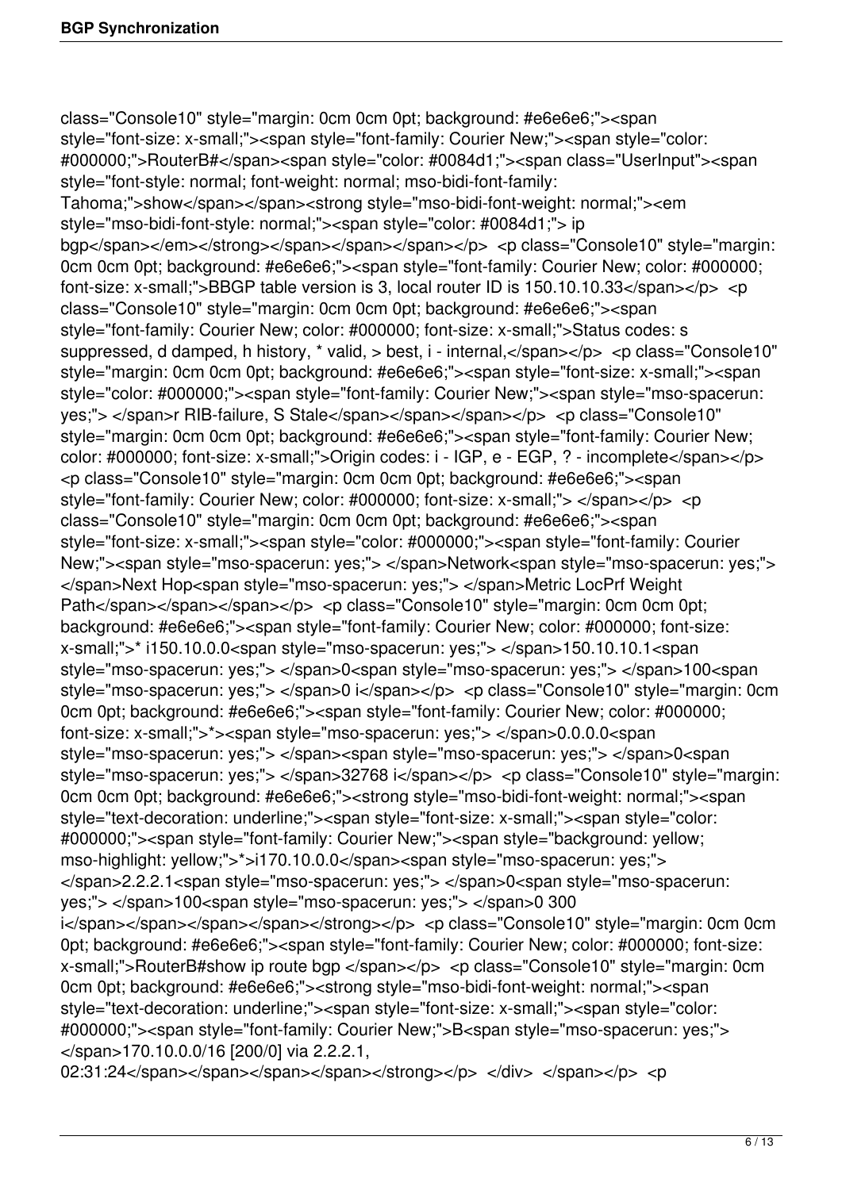class="Console10" style="margin: 0cm 0cm 0pt; background: #e6e6e6;"><span style="font-size: x-small;"><span style="font-family: Courier New;"><span style="color: #000000;">RouterB#</span><span style="color: #0084d1;"><span class="UserInput"><span style="font-style: normal; font-weight: normal; mso-bidi-font-family: Tahoma;">show</span></span><strong style="mso-bidi-font-weight: normal;"><em style="mso-bidi-font-style: normal;"><span style="color: #0084d1;"> ip bgp</span></em></strong></span></span></span></p> <p class="Console10" style="margin: 0cm 0cm 0pt; background: #e6e6e6;"><span style="font-family: Courier New; color: #000000; font-size: x-small;">BBGP table version is 3, local router ID is 150.10.10.33</span></p> <p class="Console10" style="margin: 0cm 0cm 0pt; background: #e6e6e6;"><span style="font-family: Courier New; color: #000000; font-size: x-small;">Status codes: s suppressed, d damped, h history, * valid, > best, i - internal,</span></p> <p class="Console10" style="margin: 0cm 0cm 0pt; background: #e6e6e6;"><span style="font-size: x-small;"><span style="color: #000000;"><span style="font-family: Courier New;"><span style="mso-spacerun: yes;"> </span>r RIB-failure, S Stale</span></span></span></p> <p class="Console10" style="margin: 0cm 0cm 0pt; background: #e6e6e6;"><span style="font-family: Courier New; color: #000000; font-size: x-small;">Origin codes: i - IGP, e - EGP, ? - incomplete</span></p> <p class="Console10" style="margin: 0cm 0cm 0pt; background: #e6e6e6;"><span style="font-family: Courier New; color: #000000; font-size: x-small;"> </span></p> <p class="Console10" style="margin: 0cm 0cm 0pt; background: #e6e6e6;"><span style="font-size: x-small;"><span style="color: #000000;"><span style="font-family: Courier New;"><span style="mso-spacerun: yes;"> </span>Network<span style="mso-spacerun: yes;"> </span>Next Hop<span style="mso-spacerun: yes;"> </span>Metric LocPrf Weight Path</span></span></span></p> <p class="Console10" style="margin: 0cm 0cm 0pt; background: #e6e6e6;"><span style="font-family: Courier New; color: #000000; font-size: x-small;">* i150.10.0.0<span style="mso-spacerun: yes;"> </span>150.10.10.1<span style="mso-spacerun: yes;"> </span>0<span style="mso-spacerun: yes;"> </span>100<span style="mso-spacerun: yes;"> </span>0 i</span></p> <p class="Console10" style="margin: 0cm 0cm 0pt; background: #e6e6e6;"><span style="font-family: Courier New; color: #000000; font-size: x-small;">*><span style="mso-spacerun: yes;"> </span>0.0.0.0<span style="mso-spacerun: yes;"> </span><span style="mso-spacerun: yes;"> </span>0<span style="mso-spacerun: yes;"> </span>32768 i</span></p> <p class="Console10" style="margin: 0cm 0cm 0pt; background: #e6e6e6;"><strong style="mso-bidi-font-weight: normal;"><span style="text-decoration: underline;"><span style="font-size: x-small;"><span style="color: #000000;"><span style="font-family: Courier New;"><span style="background: yellow; mso-highlight: yellow;">*>i170.10.0.0</span><span style="mso-spacerun: yes;"> </span>2.2.2.1<span style="mso-spacerun: yes;"> </span>0<span style="mso-spacerun: yes;"> </span>100<span style="mso-spacerun: yes;"> </span>0 300 i</span></span></span></span></strong></p> <p class="Console10" style="margin: 0cm 0cm 0pt; background: #e6e6e6;"><span style="font-family: Courier New; color: #000000; font-size: x-small;">RouterB#show ip route bgp </span></p> <p class="Console10" style="margin: 0cm 0cm 0pt; background: #e6e6e6;"><strong style="mso-bidi-font-weight: normal;"><span style="text-decoration: underline;"><span style="font-size: x-small;"><span style="color: #000000;"><span style="font-family: Courier New;">B<span style="mso-spacerun: yes;"> </span>170.10.0.0/16 [200/0] via 2.2.2.1, 02:31:24</span></span></span></span></strong></p> </div> </span></p> <p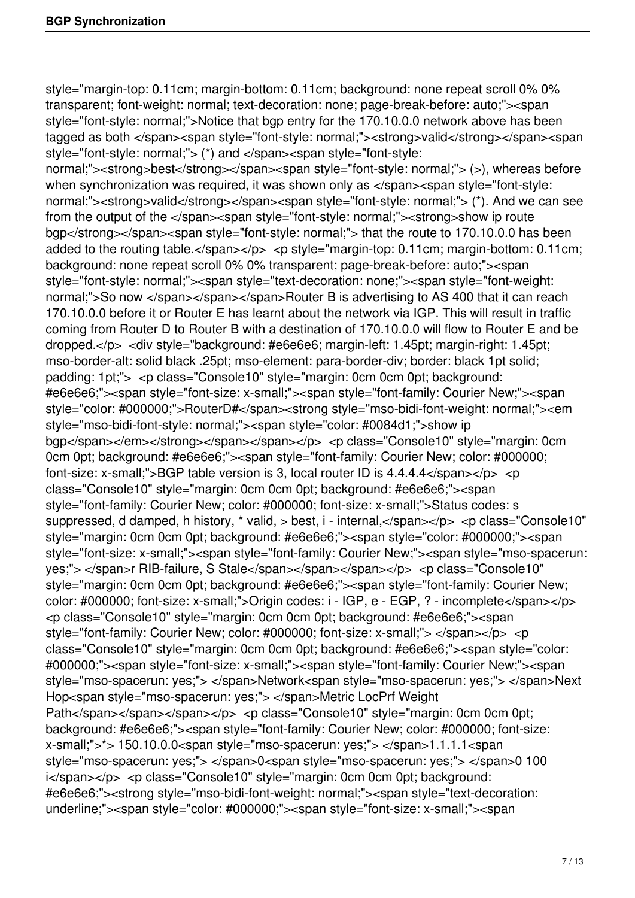style="margin-top: 0.11cm; margin-bottom: 0.11cm; background: none repeat scroll 0% 0% transparent; font-weight: normal; text-decoration: none; page-break-before: auto;"><span style="font-style: normal;">Notice that bgp entry for the 170.10.0.0 network above has been tagged as both </span><span style="font-style: normal;"><strong>valid</strong></span><span style="font-style: normal;"> (*) and </span><span style="font-style: normal;"><strong>best</strong></span><span style="font-style: normal;"> (>), whereas before when synchronization was required, it was shown only as </span><span style="font-style: normal;"><strong>valid</strong></span><span style="font-style: normal;"> (*). And we can see from the output of the </span><span style="font-style: normal;"><strong>show ip route bgp</strong></span><span style="font-style: normal;"> that the route to 170.10.0.0 has been added to the routing table.</span></p> <p style="margin-top: 0.11cm; margin-bottom: 0.11cm; background: none repeat scroll 0% 0% transparent; page-break-before: auto;"><span style="font-style: normal;"><span style="text-decoration: none;"><span style="font-weight: normal;">So now </span></span></span>Router B is advertising to AS 400 that it can reach 170.10.0.0 before it or Router E has learnt about the network via IGP. This will result in traffic coming from Router D to Router B with a destination of 170.10.0.0 will flow to Router E and be dropped.</p> <div style="background: #e6e6e6; margin-left: 1.45pt; margin-right: 1.45pt; mso-border-alt: solid black .25pt; mso-element: para-border-div; border: black 1pt solid; padding: 1pt;"> <p class="Console10" style="margin: 0cm 0cm 0pt; background: #e6e6e6;"><span style="font-size: x-small;"><span style="font-family: Courier New;"><span style="color: #000000;">RouterD#</span><strong style="mso-bidi-font-weight: normal;"><em style="mso-bidi-font-style: normal;"><span style="color: #0084d1;">show ip bgp</span></em></strong></span></span></p> <p class="Console10" style="margin: 0cm 0cm 0pt; background: #e6e6e6;"><span style="font-family: Courier New; color: #000000; font-size: x-small;">BGP table version is 3, local router ID is 4.4.4.4</span></p> <p class="Console10" style="margin: 0cm 0cm 0pt; background: #e6e6e6;"><span style="font-family: Courier New; color: #000000; font-size: x-small;">Status codes: s suppressed, d damped, h history, * valid, > best, i - internal,</span></p> <p class="Console10" style="margin: 0cm 0cm 0pt; background: #e6e6e6;"><span style="color: #000000;"><span style="font-size: x-small;"><span style="font-family: Courier New;"><span style="mso-spacerun: yes;"> </span>r RIB-failure, S Stale</span></span></span></p> <p class="Console10" style="margin: 0cm 0cm 0pt; background: #e6e6e6;"><span style="font-family: Courier New; color: #000000; font-size: x-small;">Origin codes: i - IGP, e - EGP, ? - incomplete</span></p> <p class="Console10" style="margin: 0cm 0cm 0pt; background: #e6e6e6;"><span style="font-family: Courier New; color: #000000; font-size: x-small;"> </span></p> <p class="Console10" style="margin: 0cm 0cm 0pt; background: #e6e6e6;"><span style="color: #000000;"><span style="font-size: x-small;"><span style="font-family: Courier New;"><span style="mso-spacerun: yes;"> </span>Network<span style="mso-spacerun: yes;"> </span>Next Hop<span style="mso-spacerun: yes;"> </span>Metric LocPrf Weight Path</span></span></span></p> <p class="Console10" style="margin: 0cm 0cm 0pt; background: #e6e6e6;"><span style="font-family: Courier New; color: #000000; font-size: x-small;">*> 150.10.0.0<span style="mso-spacerun: yes;"> </span>1.1.1.1<span style="mso-spacerun: yes;"> </span>0<span style="mso-spacerun: yes;"> </span>0 100 i</span></p> <p class="Console10" style="margin: 0cm 0cm 0pt; background: #e6e6e6;"><strong style="mso-bidi-font-weight: normal;"><span style="text-decoration: underline;"><span style="color: #000000;"><span style="font-size: x-small;"><span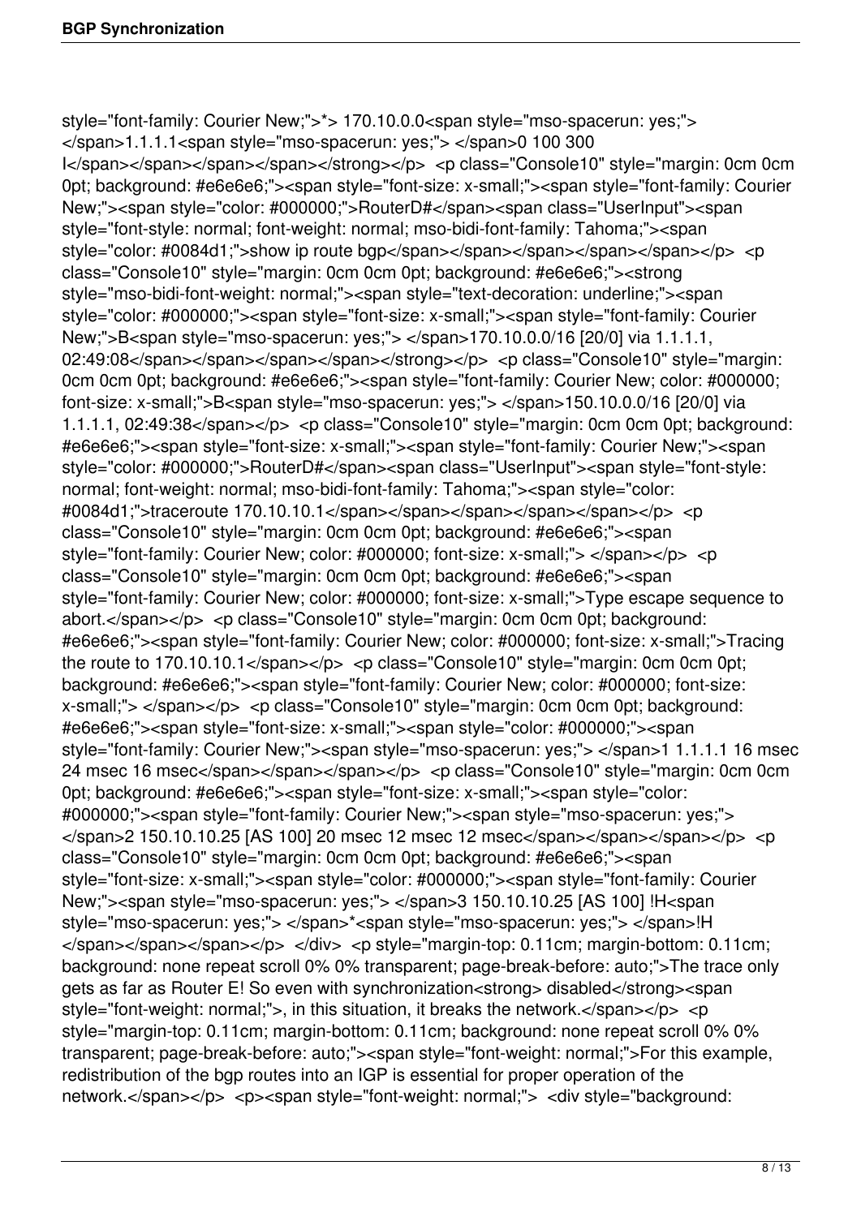style="font-family: Courier New;">*> 170.10.0.0<span style="mso-spacerun: yes;"> </span>1.1.1.1<span style="mso-spacerun: yes;"> </span>0 100 300 I</span></span></span></strong></p> <p class="Console10" style="margin: 0cm 0cm 0pt; background: #e6e6e6;"><span style="font-size: x-small;"><span style="font-family: Courier New;"><span style="color: #000000;">RouterD#</span><span class="UserInput"><span style="font-style: normal; font-weight: normal; mso-bidi-font-family: Tahoma;"><span style="color: #0084d1;">show ip route bgp</span></span></span></span></span></p> <p class="Console10" style="margin: 0cm 0cm 0pt; background: #e6e6e6;"><strong style="mso-bidi-font-weight: normal;"><span style="text-decoration: underline;"><span style="color: #000000;"><span style="font-size: x-small;"><span style="font-family: Courier New;">B<span style="mso-spacerun: yes;"> </span>170.10.0.0/16 [20/0] via 1.1.1.1, 02:49:08</span></span></span></span></strong></p> <p class="Console10" style="margin: 0cm 0cm 0pt; background: #e6e6e6;"><span style="font-family: Courier New; color: #000000; font-size: x-small;">B<span style="mso-spacerun: yes;"> </span>150.10.0.0/16 [20/0] via 1.1.1.1, 02:49:38</span></p> <p class="Console10" style="margin: 0cm 0cm 0pt; background: #e6e6e6;"><span style="font-size: x-small;"><span style="font-family: Courier New;"><span style="color: #000000;">RouterD#</span><span class="UserInput"><span style="font-style: normal; font-weight: normal; mso-bidi-font-family: Tahoma;"><span style="color: #0084d1;">traceroute 170.10.10.1</span></span></span></span></span></p> <p class="Console10" style="margin: 0cm 0cm 0pt; background: #e6e6e6;"><span style="font-family: Courier New; color: #000000; font-size: x-small;"> </span></p> <p class="Console10" style="margin: 0cm 0cm 0pt; background: #e6e6e6;"><span style="font-family: Courier New; color: #000000; font-size: x-small;">Type escape sequence to abort.</span></p> <p class="Console10" style="margin: 0cm 0cm 0pt; background: #e6e6e6;"><span style="font-family: Courier New; color: #000000; font-size: x-small;">Tracing the route to 170.10.10.1</span></p> <p class="Console10" style="margin: 0cm 0cm 0pt; background: #e6e6e6;"><span style="font-family: Courier New; color: #000000; font-size: x-small;"> </span></p> <p class="Console10" style="margin: 0cm 0cm 0pt; background: #e6e6e6;"><span style="font-size: x-small;"><span style="color: #000000;"><span style="font-family: Courier New;"><span style="mso-spacerun: yes;"> </span>1 1.1.1.1 16 msec 24 msec 16 msec</span></span></span></p> <p class="Console10" style="margin: 0cm 0cm 0pt; background: #e6e6e6;"><span style="font-size: x-small;"><span style="color: #000000;"><span style="font-family: Courier New;"><span style="mso-spacerun: yes;"> </span>2 150.10.10.25 [AS 100] 20 msec 12 msec 12 msec</span></span></span></p> <p class="Console10" style="margin: 0cm 0cm 0pt; background: #e6e6e6;"><span style="font-size: x-small;"><span style="color: #000000;"><span style="font-family: Courier New;"><span style="mso-spacerun: yes;"> </span>3 150.10.10.25 [AS 100] !H<span style="mso-spacerun: yes;"> </span>*<span style="mso-spacerun: yes;"> </span>!H </span></span></span></p> </div> <p style="margin-top: 0.11cm; margin-bottom: 0.11cm; background: none repeat scroll 0% 0% transparent; page-break-before: auto;">The trace only gets as far as Router E! So even with synchronization<strong> disabled</strong><span style="font-weight: normal;">, in this situation, it breaks the network.</span></p> <p style="margin-top: 0.11cm; margin-bottom: 0.11cm; background: none repeat scroll 0% 0% transparent; page-break-before: auto;"><span style="font-weight: normal;">For this example, redistribution of the bgp routes into an IGP is essential for proper operation of the network.</span></p> <p><span style="font-weight: normal;"> <div style="background: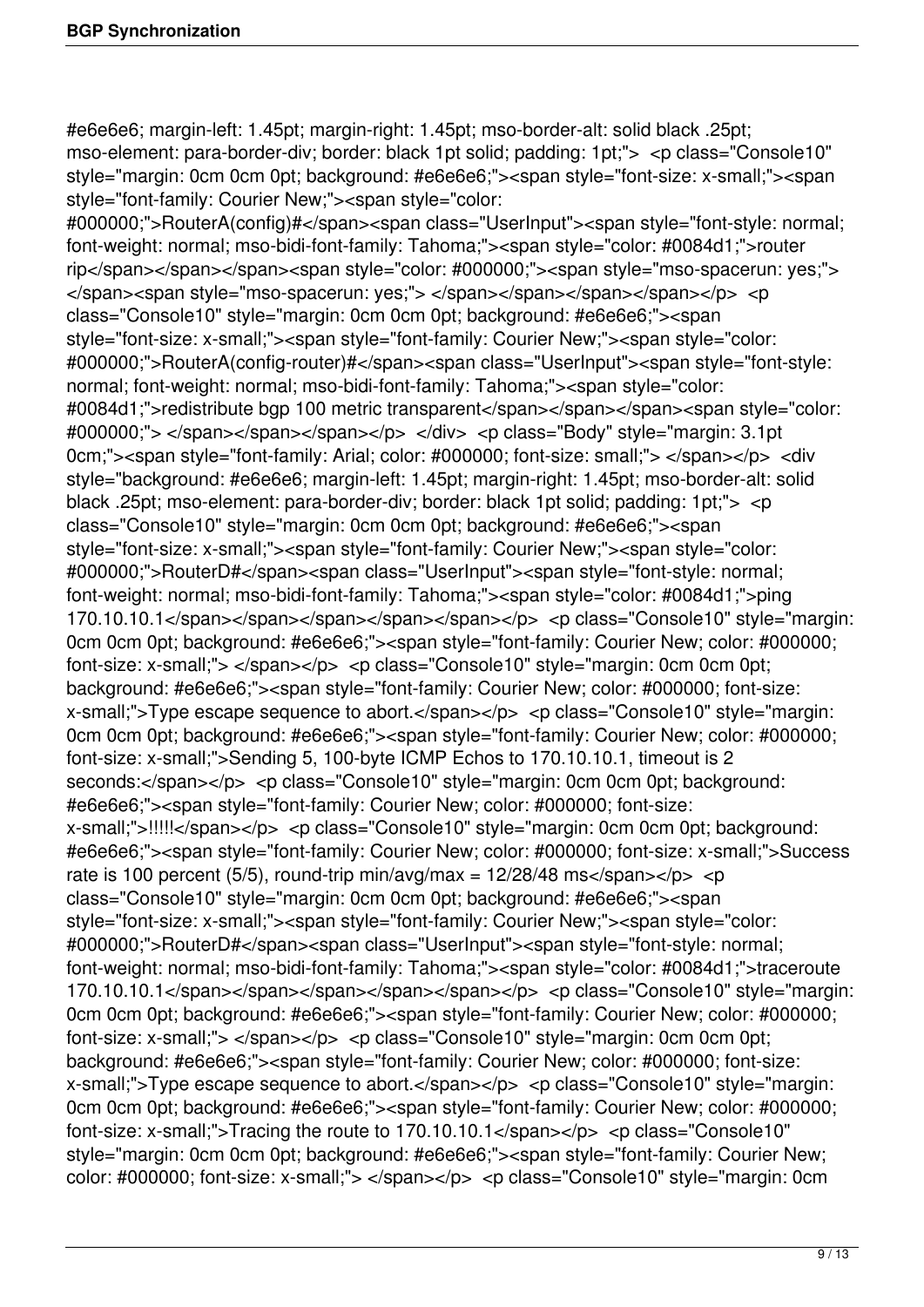#e6e6e6; margin-left: 1.45pt; margin-right: 1.45pt; mso-border-alt: solid black .25pt; mso-element: para-border-div; border: black 1pt solid; padding: 1pt;"> <p class="Console10" style="margin: 0cm 0cm 0pt; background: #e6e6e6;"><span style="font-size: x-small;"><span style="font-family: Courier New;"><span style="color: #000000;">RouterA(config)#</span><span class="UserInput"><span style="font-style: normal; font-weight: normal; mso-bidi-font-family: Tahoma;"><span style="color: #0084d1;">router rip</span></span></span><span style="color: #000000;"><span style="mso-spacerun: yes;"> </span><span style="mso-spacerun: yes;"> </span></span></span></span></p> <p class="Console10" style="margin: 0cm 0cm 0pt; background: #e6e6e6;"><span style="font-size: x-small;"><span style="font-family: Courier New;"><span style="color: #000000;">RouterA(config-router)#</span><span class="UserInput"><span style="font-style: normal; font-weight: normal; mso-bidi-font-family: Tahoma;"><span style="color: #0084d1;">redistribute bgp 100 metric transparent</span></span></span><span style="color: #000000;"> </span></span></span></p> </div> <p class="Body" style="margin: 3.1pt 0cm;"><span style="font-family: Arial; color: #000000; font-size: small;"> </span></p> <div style="background: #e6e6e6; margin-left: 1.45pt; margin-right: 1.45pt; mso-border-alt: solid black .25pt; mso-element: para-border-div; border: black 1pt solid; padding: 1pt;"> <p class="Console10" style="margin: 0cm 0cm 0pt; background: #e6e6e6;"><span style="font-size: x-small;"><span style="font-family: Courier New;"><span style="color: #000000;">RouterD#</span><span class="UserInput"><span style="font-style: normal; font-weight: normal; mso-bidi-font-family: Tahoma;"><span style="color: #0084d1;">ping 170.10.10.1</span></span></span></span></span></p> <p class="Console10" style="margin: 0cm 0cm 0pt; background: #e6e6e6;"><span style="font-family: Courier New; color: #000000; font-size: x-small;"> </span></p> <p class="Console10" style="margin: 0cm 0cm 0pt; background: #e6e6e6;"><span style="font-family: Courier New; color: #000000; font-size: x-small;">Type escape sequence to abort.</span></p> <p class="Console10" style="margin: 0cm 0cm 0pt; background: #e6e6e6;"><span style="font-family: Courier New; color: #000000; font-size: x-small;">Sending 5, 100-byte ICMP Echos to 170.10.10.1, timeout is 2 seconds:</span></p> <p class="Console10" style="margin: 0cm 0cm 0pt; background: #e6e6e6;"><span style="font-family: Courier New; color: #000000; font-size: x-small;">!!!!!</span></p> <p class="Console10" style="margin: 0cm 0cm 0pt; background: #e6e6e6;"><span style="font-family: Courier New; color: #000000; font-size: x-small;">Success rate is 100 percent (5/5), round-trip min/avg/max = 12/28/48 ms</span></p> <p class="Console10" style="margin: 0cm 0cm 0pt; background: #e6e6e6;"><span style="font-size: x-small;"><span style="font-family: Courier New;"><span style="color: #000000;">RouterD#</span><span class="UserInput"><span style="font-style: normal; font-weight: normal; mso-bidi-font-family: Tahoma;"><span style="color: #0084d1;">traceroute 170.10.10.1</span></span></span></span></span></p> <p class="Console10" style="margin: 0cm 0cm 0pt; background: #e6e6e6;"><span style="font-family: Courier New; color: #000000; font-size: x-small;"> </span></p> <p class="Console10" style="margin: 0cm 0cm 0pt; background: #e6e6e6;"><span style="font-family: Courier New; color: #000000; font-size: x-small;">Type escape sequence to abort.</span></p> <p class="Console10" style="margin: 0cm 0cm 0pt; background: #e6e6e6;"><span style="font-family: Courier New; color: #000000; font-size: x-small;">Tracing the route to 170.10.10.1</span></p> <p class="Console10" style="margin: 0cm 0cm 0pt; background: #e6e6e6;"><span style="font-family: Courier New; color: #000000; font-size: x-small;"> </span></p> <p class="Console10" style="margin: 0cm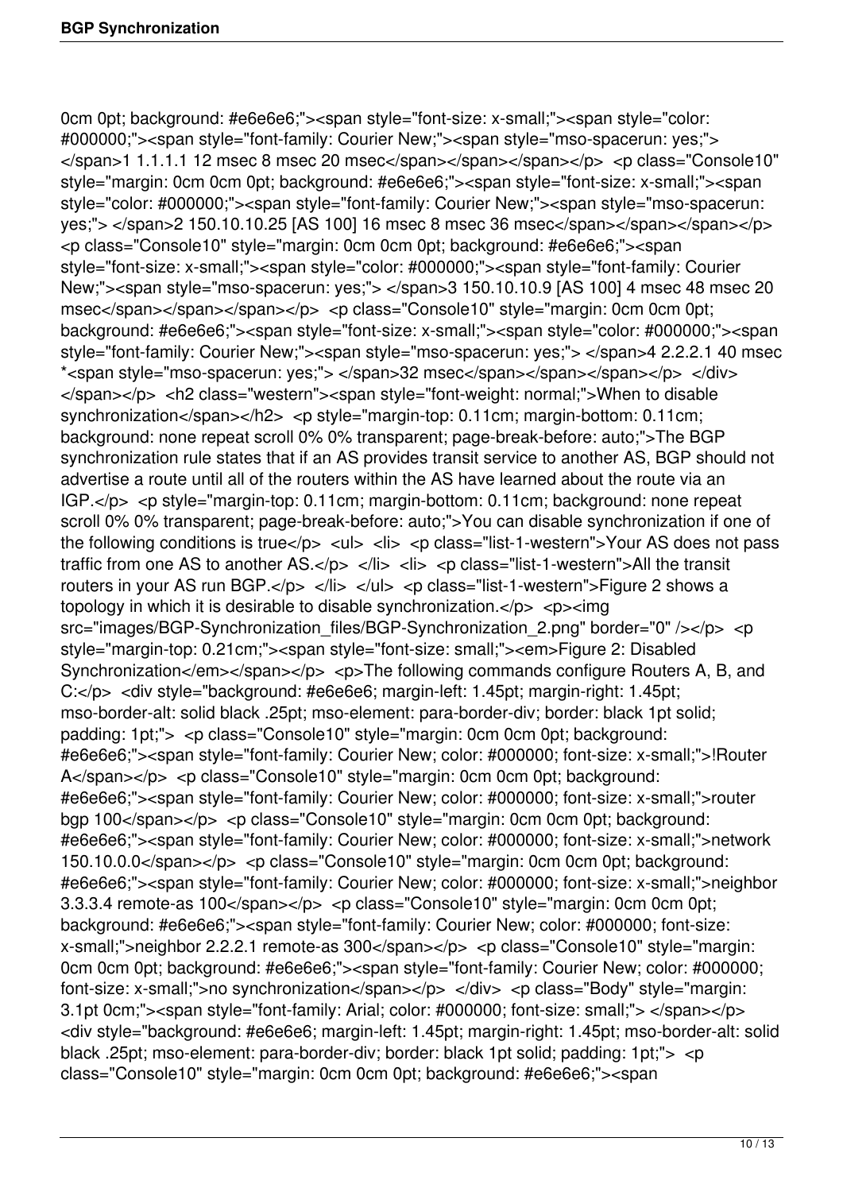0cm 0pt; background: #e6e6e6;"><span style="font-size: x-small;"><span style="color: #000000;"><span style="font-family: Courier New;"><span style="mso-spacerun: yes;"> </span>1 1.1.1.1 12 msec 8 msec 20 msec</span></span></span></p> <p class="Console10" style="margin: 0cm 0cm 0pt; background: #e6e6e6;"><span style="font-size: x-small;"><span style="color: #000000;"><span style="font-family: Courier New;"><span style="mso-spacerun: yes;"> </span>2 150.10.10.25 [AS 100] 16 msec 8 msec 36 msec</span></span></span></p> <p class="Console10" style="margin: 0cm 0cm 0pt; background: #e6e6e6;"><span style="font-size: x-small;"><span style="color: #000000;"><span style="font-family: Courier New;"><span style="mso-spacerun: yes;"> </span>3 150.10.10.9 [AS 100] 4 msec 48 msec 20 msec</span></span></span></p> <p class="Console10" style="margin: 0cm 0cm 0pt; background: #e6e6e6;"><span style="font-size: x-small;"><span style="color: #000000;"><span style="font-family: Courier New;"><span style="mso-spacerun: yes;"> </span>4 2.2.2.1 40 msec *<span style="mso-spacerun: yes;"> </span>32 msec</span></span></span></p> </div> </span></p> <h2 class="western"><span style="font-weight: normal;">When to disable synchronization</span></h2> <p style="margin-top: 0.11cm; margin-bottom: 0.11cm; background: none repeat scroll 0% 0% transparent; page-break-before: auto;">The BGP synchronization rule states that if an AS provides transit service to another AS, BGP should not advertise a route until all of the routers within the AS have learned about the route via an IGP.</p> <p style="margin-top: 0.11cm; margin-bottom: 0.11cm; background: none repeat scroll 0% 0% transparent; page-break-before: auto;">You can disable synchronization if one of the following conditions is true</p> <ul> <li> <p class="list-1-western">Your AS does not pass traffic from one AS to another AS.</p> </li> <li> <p class="list-1-western">All the transit routers in your AS run BGP.</p> </li> </ul> <p class="list-1-western">Figure 2 shows a topology in which it is desirable to disable synchronization.</p> <p><img src="images/BGP-Synchronization_files/BGP-Synchronization_2.png" border="0" /></p> <p style="margin-top: 0.21cm;"><span style="font-size: small;"><em>Figure 2: Disabled Synchronization</em></span></p> <p>The following commands configure Routers A, B, and C:</p> <div style="background: #e6e6e6; margin-left: 1.45pt; margin-right: 1.45pt; mso-border-alt: solid black .25pt; mso-element: para-border-div; border: black 1pt solid; padding: 1pt;"> <p class="Console10" style="margin: 0cm 0cm 0pt; background: #e6e6e6;"><span style="font-family: Courier New; color: #000000; font-size: x-small;">!Router A</span></p> <p class="Console10" style="margin: 0cm 0cm 0pt; background: #e6e6e6;"><span style="font-family: Courier New; color: #000000; font-size: x-small;">router bgp 100</span></p> <p class="Console10" style="margin: 0cm 0cm 0pt; background: #e6e6e6;"><span style="font-family: Courier New; color: #000000; font-size: x-small;">network 150.10.0.0</span></p> <p class="Console10" style="margin: 0cm 0cm 0pt; background: #e6e6e6;"><span style="font-family: Courier New; color: #000000; font-size: x-small;">neighbor 3.3.3.4 remote-as 100</span></p> <p class="Console10" style="margin: 0cm 0cm 0pt; background: #e6e6e6;"><span style="font-family: Courier New; color: #000000; font-size: x-small;">neighbor 2.2.2.1 remote-as 300</span></p> <p class="Console10" style="margin: 0cm 0cm 0pt; background: #e6e6e6;"><span style="font-family: Courier New; color: #000000; font-size: x-small;">no synchronization</span></p> </div> <p class="Body" style="margin: 3.1pt 0cm;"><span style="font-family: Arial; color: #000000; font-size: small;"> </span></p> <div style="background: #e6e6e6; margin-left: 1.45pt; margin-right: 1.45pt; mso-border-alt: solid black .25pt; mso-element: para-border-div; border: black 1pt solid; padding: 1pt;"> <p class="Console10" style="margin: 0cm 0cm 0pt; background: #e6e6e6;"><span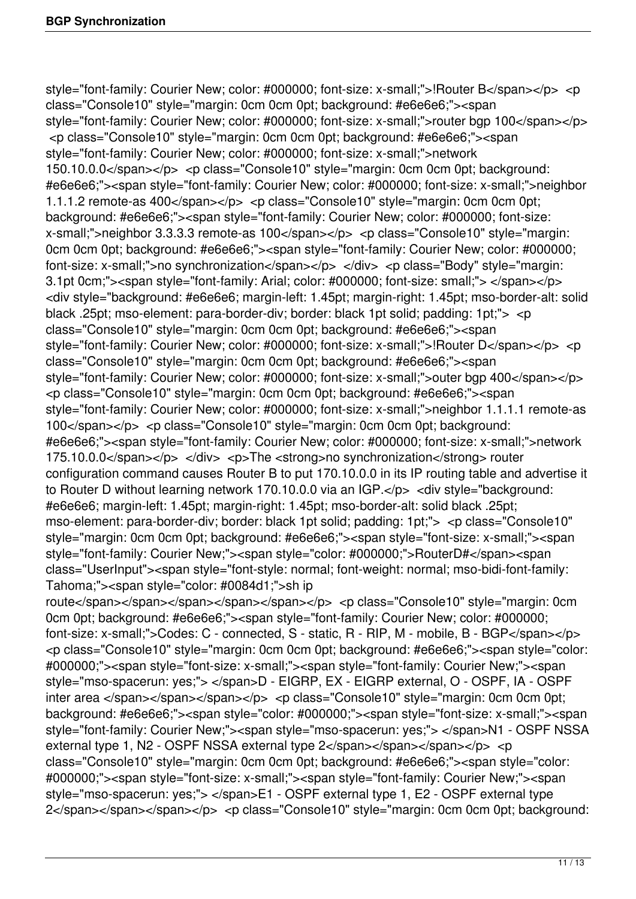style="font-family: Courier New; color: #000000; font-size: x-small;">!Router B</span></p> <p class="Console10" style="margin: 0cm 0cm 0pt; background: #e6e6e6;"><span style="font-family: Courier New; color: #000000; font-size: x-small;">router bgp 100</span></p> <p class="Console10" style="margin: 0cm 0cm 0pt; background: #e6e6e6;"><span style="font-family: Courier New; color: #000000; font-size: x-small;">network 150.10.0.0</span></p> <p class="Console10" style="margin: 0cm 0cm 0pt; background: #e6e6e6;"><span style="font-family: Courier New; color: #000000; font-size: x-small;">neighbor 1.1.1.2 remote-as 400</span></p> <p class="Console10" style="margin: 0cm 0cm 0pt; background: #e6e6e6;"><span style="font-family: Courier New; color: #000000; font-size: x-small;">neighbor 3.3.3.3 remote-as 100</span></p> <p class="Console10" style="margin: 0cm 0cm 0pt; background: #e6e6e6;"><span style="font-family: Courier New; color: #000000; font-size: x-small;">no synchronization</span></p> </div> <p class="Body" style="margin: 3.1pt 0cm;"><span style="font-family: Arial; color: #000000; font-size: small;"> </span></p> <div style="background: #e6e6e6; margin-left: 1.45pt; margin-right: 1.45pt; mso-border-alt: solid black .25pt; mso-element: para-border-div; border: black 1pt solid; padding: 1pt;"> <p class="Console10" style="margin: 0cm 0cm 0pt; background: #e6e6e6;"><span style="font-family: Courier New; color: #000000; font-size: x-small;">!Router D</span></p> <p class="Console10" style="margin: 0cm 0cm 0pt; background: #e6e6e6;"><span style="font-family: Courier New; color: #000000; font-size: x-small;">outer bgp 400</span></p> <p class="Console10" style="margin: 0cm 0cm 0pt; background: #e6e6e6;"><span style="font-family: Courier New; color: #000000; font-size: x-small;">neighbor 1.1.1.1 remote-as 100</span></p> <p class="Console10" style="margin: 0cm 0cm 0pt; background: #e6e6e6;"><span style="font-family: Courier New; color: #000000; font-size: x-small;">network 175.10.0.0</span></p> </div> <p>The <strong>no synchronization</strong> router configuration command causes Router B to put 170.10.0.0 in its IP routing table and advertise it to Router D without learning network 170.10.0.0 via an IGP.</p> <div style="background: #e6e6e6; margin-left: 1.45pt; margin-right: 1.45pt; mso-border-alt: solid black .25pt; mso-element: para-border-div; border: black 1pt solid; padding: 1pt;"> <p class="Console10" style="margin: 0cm 0cm 0pt; background: #e6e6e6;"><span style="font-size: x-small;"><span style="font-family: Courier New;"><span style="color: #000000;">RouterD#</span><span class="UserInput"><span style="font-style: normal; font-weight: normal; mso-bidi-font-family: Tahoma;"><span style="color: #0084d1;">sh ip route</span></span></span></span></span></p> <p class="Console10" style="margin: 0cm 0cm 0pt; background: #e6e6e6;"><span style="font-family: Courier New; color: #000000; font-size: x-small;">Codes: C - connected, S - static, R - RIP, M - mobile, B - BGP</span></p> <p class="Console10" style="margin: 0cm 0cm 0pt; background: #e6e6e6;"><span style="color: #000000;"><span style="font-size: x-small;"><span style="font-family: Courier New;"><span style="mso-spacerun: yes;"> </span>D - EIGRP, EX - EIGRP external, O - OSPF, IA - OSPF inter area </span></span></span></p> <p class="Console10" style="margin: 0cm 0cm 0pt; background: #e6e6e6;"><span style="color: #000000;"><span style="font-size: x-small;"><span style="font-family: Courier New;"><span style="mso-spacerun: yes;"> </span>N1 - OSPF NSSA external type 1, N2 - OSPF NSSA external type 2</span></span></span></p> <p class="Console10" style="margin: 0cm 0cm 0pt; background: #e6e6e6;"><span style="color: #000000;"><span style="font-size: x-small;"><span style="font-family: Courier New;"><span style="mso-spacerun: yes;"> </span>E1 - OSPF external type 1, E2 - OSPF external type 2</span></span></span></p> <p class="Console10" style="margin: 0cm 0cm 0pt; background: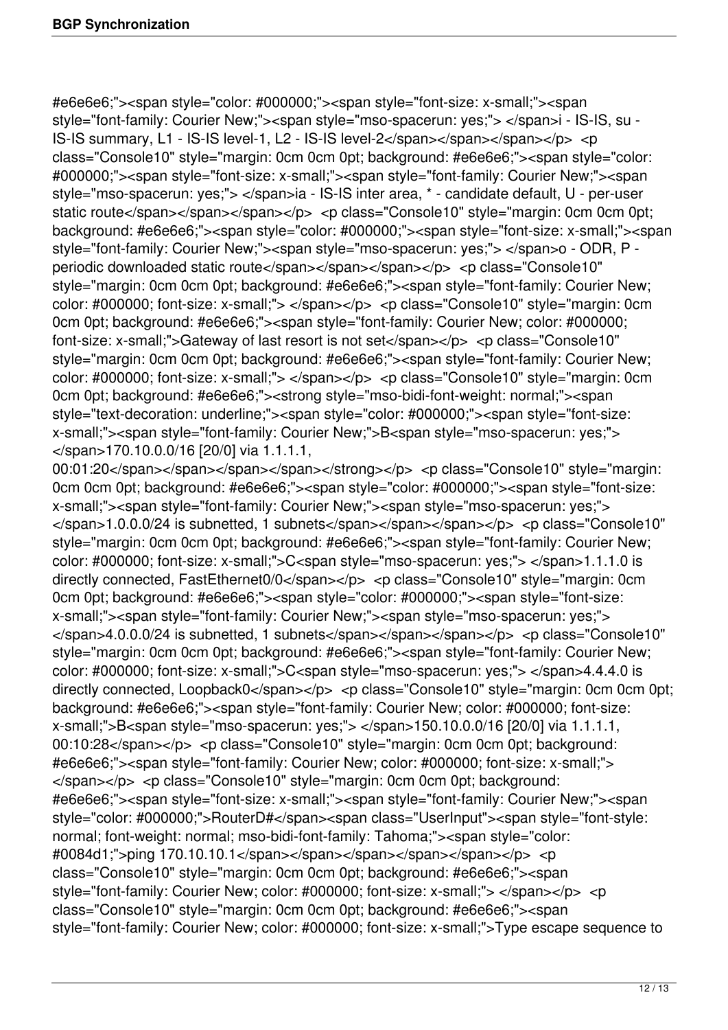#e6e6e6;"><span style="color: #000000;"><span style="font-size: x-small;"><span style="font-family: Courier New;"><span style="mso-spacerun: yes;"> </span>i - IS-IS, su - IS-IS summary, L1 - IS-IS level-1, L2 - IS-IS level-2</span></span></span></p> <p class="Console10" style="margin: 0cm 0cm 0pt; background: #e6e6e6;"><span style="color: #000000;"><span style="font-size: x-small;"><span style="font-family: Courier New;"><span style="mso-spacerun: yes;"> </span>ia - IS-IS inter area, * - candidate default, U - per-user static route</span></span></span></p> <p class="Console10" style="margin: 0cm 0cm 0pt; background: #e6e6e6;"><span style="color: #000000;"><span style="font-size: x-small;"><span style="font-family: Courier New;"><span style="mso-spacerun: yes;"> </span>o - ODR, P - periodic downloaded static route</span></span></span></p> <p class="Console10" style="margin: 0cm 0cm 0pt; background: #e6e6e6;"><span style="font-family: Courier New; color: #000000; font-size: x-small;"> </span></p> <p class="Console10" style="margin: 0cm 0cm 0pt; background: #e6e6e6;"><span style="font-family: Courier New; color: #000000; font-size: x-small;">Gateway of last resort is not set</span></p> <p class="Console10" style="margin: 0cm 0cm 0pt; background: #e6e6e6;"><span style="font-family: Courier New; color: #000000; font-size: x-small;"> </span></p> <p class="Console10" style="margin: 0cm 0cm 0pt; background: #e6e6e6;"><strong style="mso-bidi-font-weight: normal;"><span style="text-decoration: underline;"><span style="color: #000000;"><span style="font-size: x-small;"><span style="font-family: Courier New;">B<span style="mso-spacerun: yes;"> </span>170.10.0.0/16 [20/0] via 1.1.1.1, 00:01:20</span></span></span></span></strong></p> <p class="Console10" style="margin: 0cm 0cm 0pt; background: #e6e6e6;"><span style="color: #000000;"><span style="font-size: x-small;"><span style="font-family: Courier New;"><span style="mso-spacerun: yes;"> </span>1.0.0.0/24 is subnetted, 1 subnets</span></span></span></p> <p class="Console10" style="margin: 0cm 0cm 0pt; background: #e6e6e6;"><span style="font-family: Courier New; color: #000000; font-size: x-small;">C<span style="mso-spacerun: yes;"> </span>1.1.1.0 is directly connected, FastEthernet0/0</span></p> <p class="Console10" style="margin: 0cm 0cm 0pt; background: #e6e6e6;"><span style="color: #000000;"><span style="font-size: x-small;"><span style="font-family: Courier New;"><span style="mso-spacerun: yes;"> </span>4.0.0.0/24 is subnetted, 1 subnets</span></span></span></p> <p class="Console10" style="margin: 0cm 0cm 0pt; background: #e6e6e6;"><span style="font-family: Courier New; color: #000000; font-size: x-small;">C<span style="mso-spacerun: yes;"> </span>4.4.4.0 is directly connected, Loopback0</span></p> <p class="Console10" style="margin: 0cm 0cm 0pt; background: #e6e6e6;"><span style="font-family: Courier New; color: #000000; font-size: x-small;">B<span style="mso-spacerun: yes;"> </span>150.10.0.0/16 [20/0] via 1.1.1.1, 00:10:28</span></p> <p class="Console10" style="margin: 0cm 0cm 0pt; background: #e6e6e6;"><span style="font-family: Courier New; color: #000000; font-size: x-small;"> </span></p> <p class="Console10" style="margin: 0cm 0cm 0pt; background: #e6e6e6;"><span style="font-size: x-small;"><span style="font-family: Courier New;"><span style="color: #000000;">RouterD#</span><span class="UserInput"><span style="font-style: normal; font-weight: normal; mso-bidi-font-family: Tahoma;"><span style="color: #0084d1;">ping 170.10.10.1</span></span></span></span></span></p> <p class="Console10" style="margin: 0cm 0cm 0pt; background: #e6e6e6;"><span style="font-family: Courier New; color: #000000; font-size: x-small;"> </span></p> <p class="Console10" style="margin: 0cm 0cm 0pt; background: #e6e6e6;"><span style="font-family: Courier New; color: #000000; font-size: x-small;">Type escape sequence to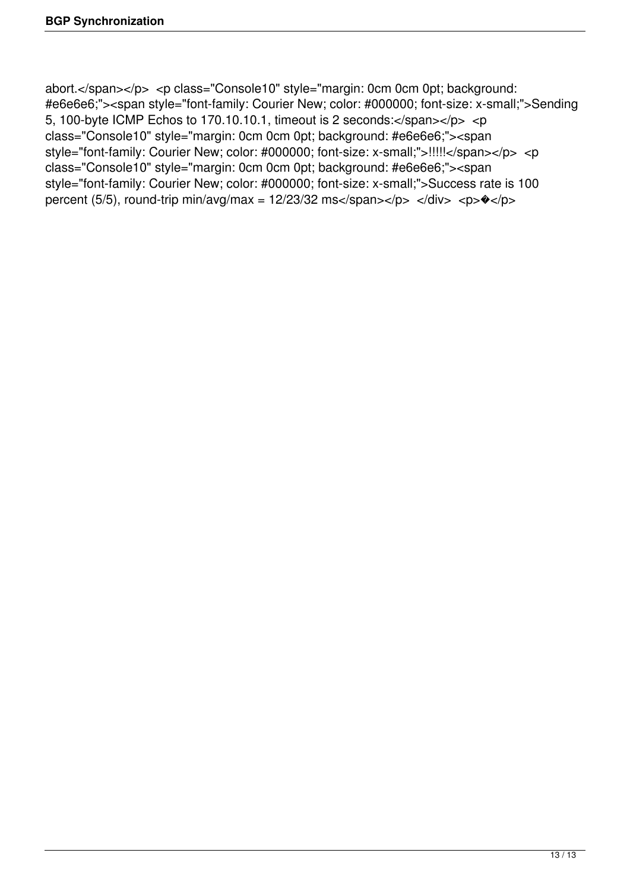abort.</span></p> <p class="Console10" style="margin: 0cm 0cm 0pt; background: #e6e6e6;"><span style="font-family: Courier New; color: #000000; font-size: x-small;">Sending 5, 100-byte ICMP Echos to 170.10.10.1, timeout is 2 seconds:</span></p> <p class="Console10" style="margin: 0cm 0cm 0pt; background: #e6e6e6;"><span style="font-family: Courier New; color: #000000; font-size: x-small;">!!!!!</span></p> <p class="Console10" style="margin: 0cm 0cm 0pt; background: #e6e6e6;"><span style="font-family: Courier New; color: #000000; font-size: x-small;">Success rate is 100 percent (5/5), round-trip min/avg/max = 12/23/32 ms</span></p> </div> <p>�</p>